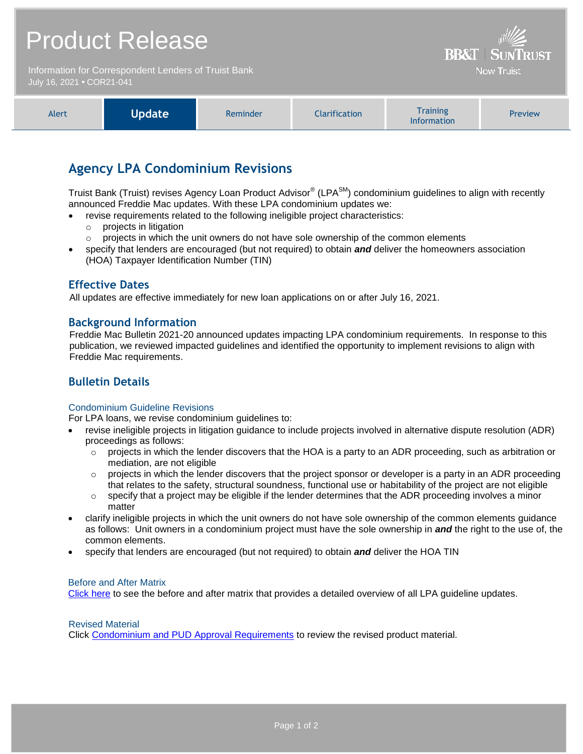# Product Release

Information for Correspondent Lenders of Truist Bank
July 16, 2021 • COR21-041

BB&T | SUNTRUST
Now Truist

| Alert | **Update** | Reminder | Clarification | Training Information | Preview |
|---|---|---|---|---|---|

## Agency LPA Condominium Revisions

Truist Bank (Truist) revises Agency Loan Product Advisor® (LPA℠) condominium guidelines to align with recently announced Freddie Mac updates. With these LPA condominium updates we:

- revise requirements related to the following ineligible project characteristics:
  - projects in litigation
  - projects in which the unit owners do not have sole ownership of the common elements
- specify that lenders are encouraged (but not required) to obtain ***and*** deliver the homeowners association (HOA) Taxpayer Identification Number (TIN)

### Effective Dates

All updates are effective immediately for new loan applications on or after July 16, 2021.

### Background Information

Freddie Mac Bulletin 2021-20 announced updates impacting LPA condominium requirements. In response to this publication, we reviewed impacted guidelines and identified the opportunity to implement revisions to align with Freddie Mac requirements.

### Bulletin Details

#### Condominium Guideline Revisions

For LPA loans, we revise condominium guidelines to:

- revise ineligible projects in litigation guidance to include projects involved in alternative dispute resolution (ADR) proceedings as follows:
  - projects in which the lender discovers that the HOA is a party to an ADR proceeding, such as arbitration or mediation, are not eligible
  - projects in which the lender discovers that the project sponsor or developer is a party in an ADR proceeding that relates to the safety, structural soundness, functional use or habitability of the project are not eligible
  - specify that a project may be eligible if the lender determines that the ADR proceeding involves a minor matter
- clarify ineligible projects in which the unit owners do not have sole ownership of the common elements guidance as follows: Unit owners in a condominium project must have the sole ownership in ***and*** the right to the use of, the common elements.
- specify that lenders are encouraged (but not required) to obtain ***and*** deliver the HOA TIN

#### Before and After Matrix

Click here to see the before and after matrix that provides a detailed overview of all LPA guideline updates.

#### Revised Material

Click Condominium and PUD Approval Requirements to review the revised product material.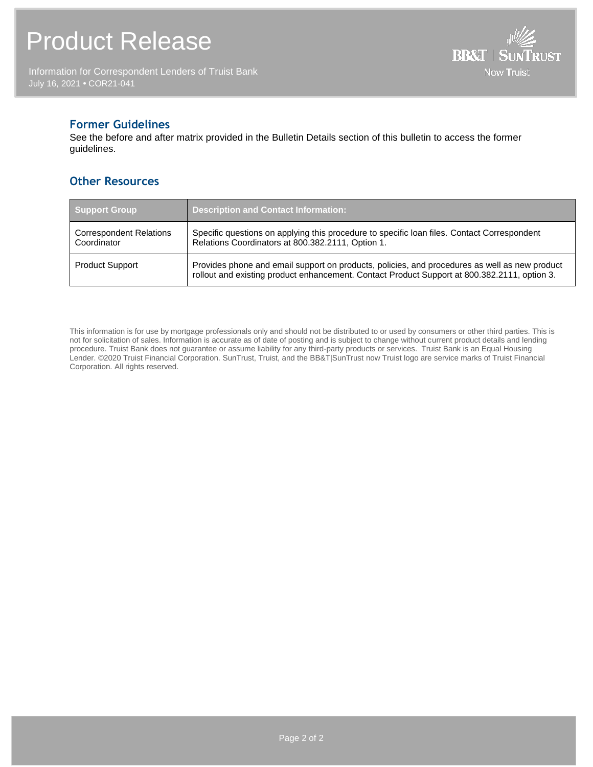## Former Guidelines

See the before and after matrix provided in the Bulletin Details section of this bulletin to access the former guidelines.

## Other Resources

| Support Group | Description and Contact Information: |
|---|---|
| Correspondent Relations Coordinator | Specific questions on applying this procedure to specific loan files. Contact Correspondent Relations Coordinators at 800.382.2111, Option 1. |
| Product Support | Provides phone and email support on products, policies, and procedures as well as new product rollout and existing product enhancement. Contact Product Support at 800.382.2111, option 3. |

This information is for use by mortgage professionals only and should not be distributed to or used by consumers or other third parties. This is not for solicitation of sales. Information is accurate as of date of posting and is subject to change without current product details and lending procedure. Truist Bank does not guarantee or assume liability for any third-party products or services. Truist Bank is an Equal Housing Lender. ©2020 Truist Financial Corporation. SunTrust, Truist, and the BB&T|SunTrust now Truist logo are service marks of Truist Financial Corporation. All rights reserved.